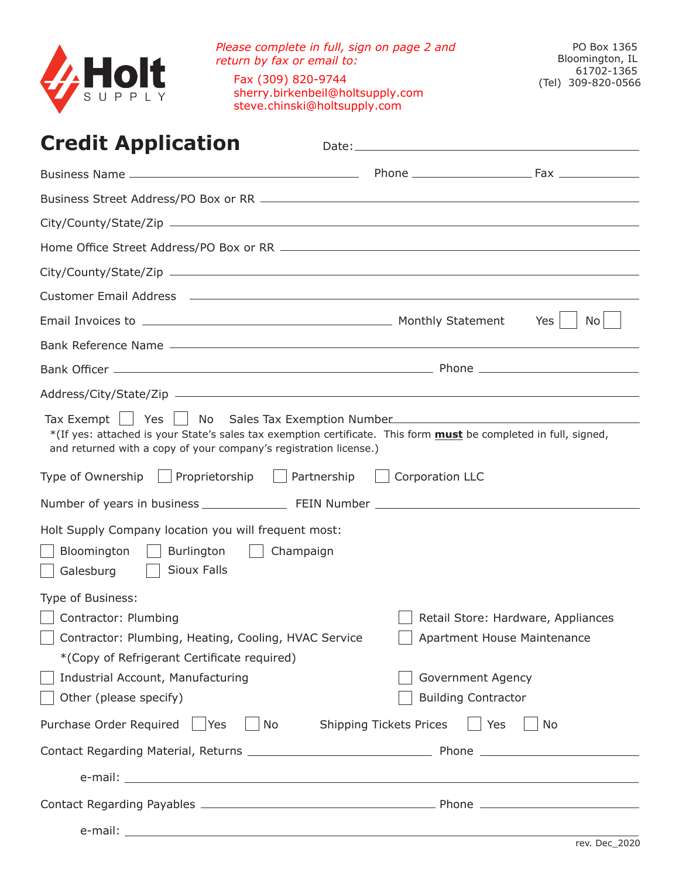**Holt SUPPLY**

*Please complete in full, sign on page 2 and return by fax or email to:*

Fax (309) 820-9744
sherry.birkenbeil@holtsupply.com
steve.chinski@holtsupply.com

PO Box 1365
Bloomington, IL
61702-1365
(Tel) 309-820-0566

# Credit Application

Date: ______________________

Business Name ______________________ Phone ______________ Fax __________

Business Street Address/PO Box or RR ______________________

City/County/State/Zip ______________________

Home Office Street Address/PO Box or RR ______________________

City/County/State/Zip ______________________

Customer Email Address ______________________

Email Invoices to ______________________ Monthly Statement ☐ Yes ☐ No

Bank Reference Name ______________________

Bank Officer ______________________ Phone ______________

Address/City/State/Zip ______________________

Tax Exempt ☐ Yes ☐ No Sales Tax Exemption Number ______________________

*(If yes: attached is your State's sales tax exemption certificate. This form **must** be completed in full, signed, and returned with a copy of your company's registration license.)

Type of Ownership ☐ Proprietorship ☐ Partnership ☐ Corporation LLC

Number of years in business __________ FEIN Number ______________________

Holt Supply Company location you will frequent most:

☐ Bloomington ☐ Burlington ☐ Champaign
☐ Galesburg ☐ Sioux Falls

Type of Business:

☐ Contractor: Plumbing
☐ Contractor: Plumbing, Heating, Cooling, HVAC Service
*(Copy of Refrigerant Certificate required)
☐ Industrial Account, Manufacturing
☐ Other (please specify)
☐ Retail Store: Hardware, Appliances
☐ Apartment House Maintenance
☐ Government Agency
☐ Building Contractor

Purchase Order Required ☐ Yes ☐ No Shipping Tickets Prices ☐ Yes ☐ No

Contact Regarding Material, Returns ______________________ Phone ______________

e-mail: ______________________

Contact Regarding Payables ______________________ Phone ______________

e-mail: ______________________

rev. Dec_2020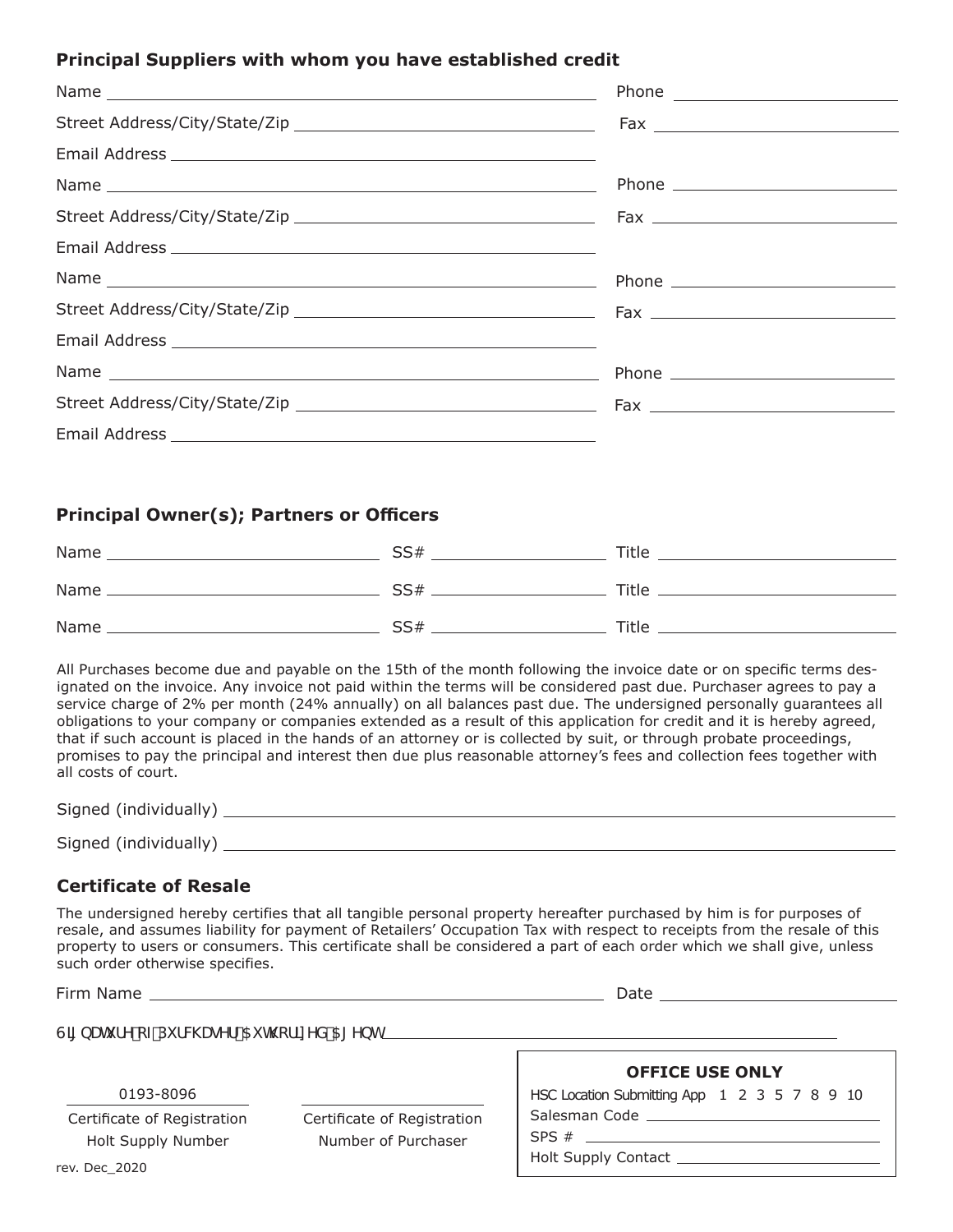### Principal Suppliers with whom you have established credit

Name ____________________________________________ Phone ____________________

Street Address/City/State/Zip ____________________________ Fax ____________________

Email Address ____________________________________________

Name ____________________________________________ Phone ____________________

Street Address/City/State/Zip ____________________________ Fax ____________________

Email Address ____________________________________________

Name ____________________________________________ Phone ____________________

Street Address/City/State/Zip ____________________________ Fax ____________________

Email Address ____________________________________________

Name ____________________________________________ Phone ____________________

Street Address/City/State/Zip ____________________________ Fax ____________________

Email Address ____________________________________________

### Principal Owner(s); Partners or Officers

Name ______________________ SS# ________________ Title ______________________

Name ______________________ SS# ________________ Title ______________________

Name ______________________ SS# ________________ Title ______________________

All Purchases become due and payable on the 15th of the month following the invoice date or on specific terms designated on the invoice. Any invoice not paid within the terms will be considered past due. Purchaser agrees to pay a service charge of 2% per month (24% annually) on all balances past due. The undersigned personally guarantees all obligations to your company or companies extended as a result of this application for credit and it is hereby agreed, that if such account is placed in the hands of an attorney or is collected by suit, or through probate proceedings, promises to pay the principal and interest then due plus reasonable attorney's fees and collection fees together with all costs of court.

Signed (individually) ____________________________________________

Signed (individually) ____________________________________________

### Certificate of Resale

The undersigned hereby certifies that all tangible personal property hereafter purchased by him is for purposes of resale, and assumes liability for payment of Retailers' Occupation Tax with respect to receipts from the resale of this property to users or consumers. This certificate shall be considered a part of each order which we shall give, unless such order otherwise specifies.

Firm Name ____________________________________________ Date ____________________

Signature of Purchaser Authorized Agent ____________________________________________

| 0193-8096 | ______________ |
|---|---|
| Certificate of Registration Holt Supply Number | Certificate of Registration Number of Purchaser |

**OFFICE USE ONLY**

HSC Location Submitting App 1 2 3 5 7 8 9 10

Salesman Code ____________________

SPS # ____________________

Holt Supply Contact ____________________

rev. Dec_2020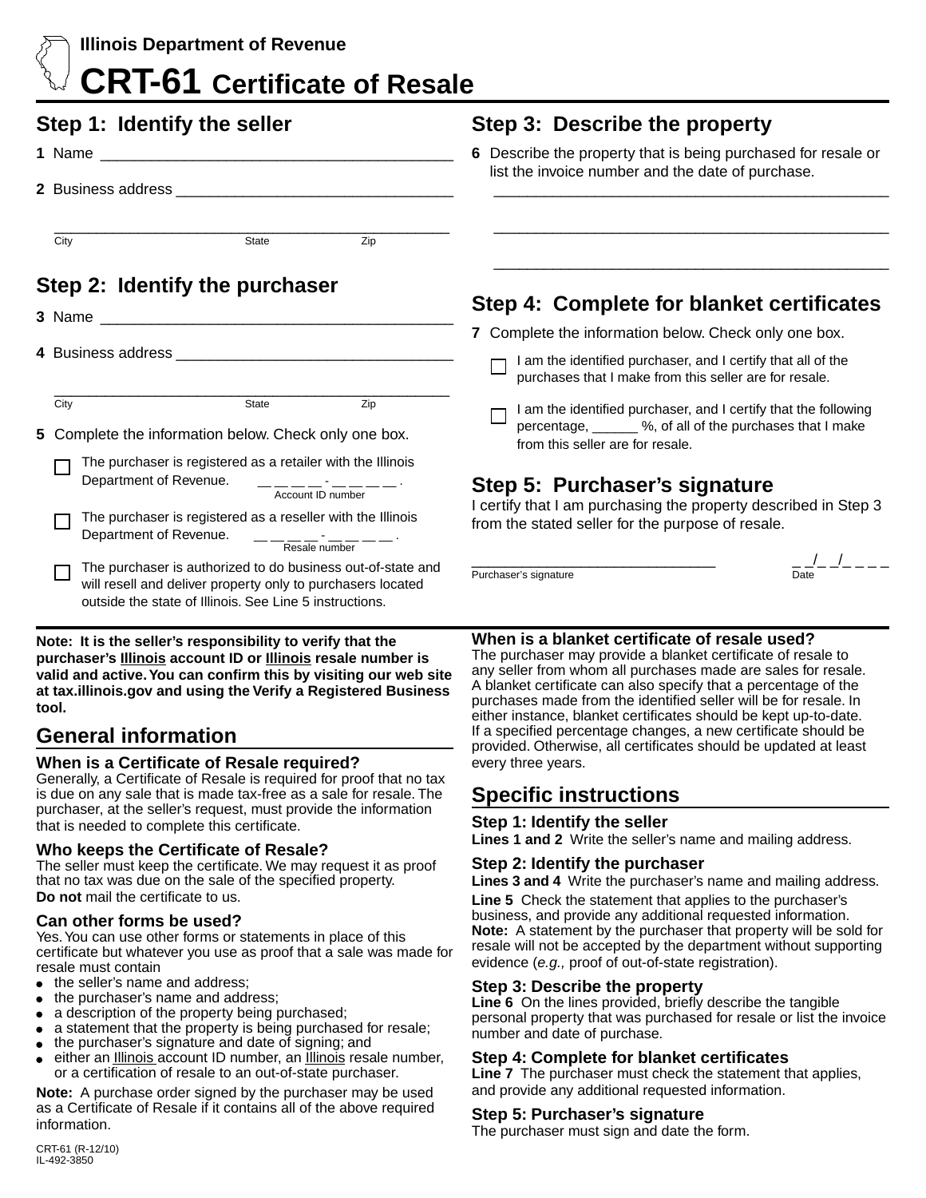Illinois Department of Revenue

# CRT-61 Certificate of Resale

## Step 1: Identify the seller

**1** Name ________________________________________

**2** Business address ________________________________

________________________________________________

City State Zip

## Step 2: Identify the purchaser

**3** Name ________________________________________

**4** Business address ________________________________

________________________________________________

City State Zip

**5** Complete the information below. Check only one box.

☐ The purchaser is registered as a retailer with the Illinois Department of Revenue. __ __ __ __ - __ __ __ __ .
Account ID number

☐ The purchaser is registered as a reseller with the Illinois Department of Revenue. __ __ __ __ - __ __ __ __ .
Resale number

☐ The purchaser is authorized to do business out-of-state and will resell and deliver property only to purchasers located outside the state of Illinois. See Line 5 instructions.

## Step 3: Describe the property

**6** Describe the property that is being purchased for resale or list the invoice number and the date of purchase.

________________________________________________

________________________________________________

________________________________________________

## Step 4: Complete for blanket certificates

**7** Complete the information below. Check only one box.

☐ I am the identified purchaser, and I certify that all of the purchases that I make from this seller are for resale.

☐ I am the identified purchaser, and I certify that the following percentage, ______ %, of all of the purchases that I make from this seller are for resale.

## Step 5: Purchaser's signature

I certify that I am purchasing the property described in Step 3 from the stated seller for the purpose of resale.

______________________________ _ _/_ _/_ _ _ _

Purchaser's signature Date

**Note: It is the seller's responsibility to verify that the purchaser's Illinois account ID or Illinois resale number is valid and active. You can confirm this by visiting our web site at tax.illinois.gov and using the Verify a Registered Business tool.**

## General information

### When is a Certificate of Resale required?

Generally, a Certificate of Resale is required for proof that no tax is due on any sale that is made tax-free as a sale for resale. The purchaser, at the seller's request, must provide the information that is needed to complete this certificate.

### Who keeps the Certificate of Resale?

The seller must keep the certificate. We may request it as proof that no tax was due on the sale of the specified property. **Do not** mail the certificate to us.

### Can other forms be used?

Yes. You can use other forms or statements in place of this certificate but whatever you use as proof that a sale was made for resale must contain

- the seller's name and address;
- the purchaser's name and address;
- a description of the property being purchased;
- a statement that the property is being purchased for resale;
- the purchaser's signature and date of signing; and
- either an Illinois account ID number, an Illinois resale number, or a certification of resale to an out-of-state purchaser.

**Note:** A purchase order signed by the purchaser may be used as a Certificate of Resale if it contains all of the above required information.

### When is a blanket certificate of resale used?

The purchaser may provide a blanket certificate of resale to any seller from whom all purchases made are sales for resale. A blanket certificate can also specify that a percentage of the purchases made from the identified seller will be for resale. In either instance, blanket certificates should be kept up-to-date. If a specified percentage changes, a new certificate should be provided. Otherwise, all certificates should be updated at least every three years.

## Specific instructions

### Step 1: Identify the seller

**Lines 1 and 2** Write the seller's name and mailing address.

### Step 2: Identify the purchaser

**Lines 3 and 4** Write the purchaser's name and mailing address.

**Line 5** Check the statement that applies to the purchaser's business, and provide any additional requested information. **Note:** A statement by the purchaser that property will be sold for resale will not be accepted by the department without supporting evidence (*e.g.,* proof of out-of-state registration).

### Step 3: Describe the property

**Line 6** On the lines provided, briefly describe the tangible personal property that was purchased for resale or list the invoice number and date of purchase.

### Step 4: Complete for blanket certificates

**Line 7** The purchaser must check the statement that applies, and provide any additional requested information.

### Step 5: Purchaser's signature

The purchaser must sign and date the form.

CRT-61 (R-12/10)
IL-492-3850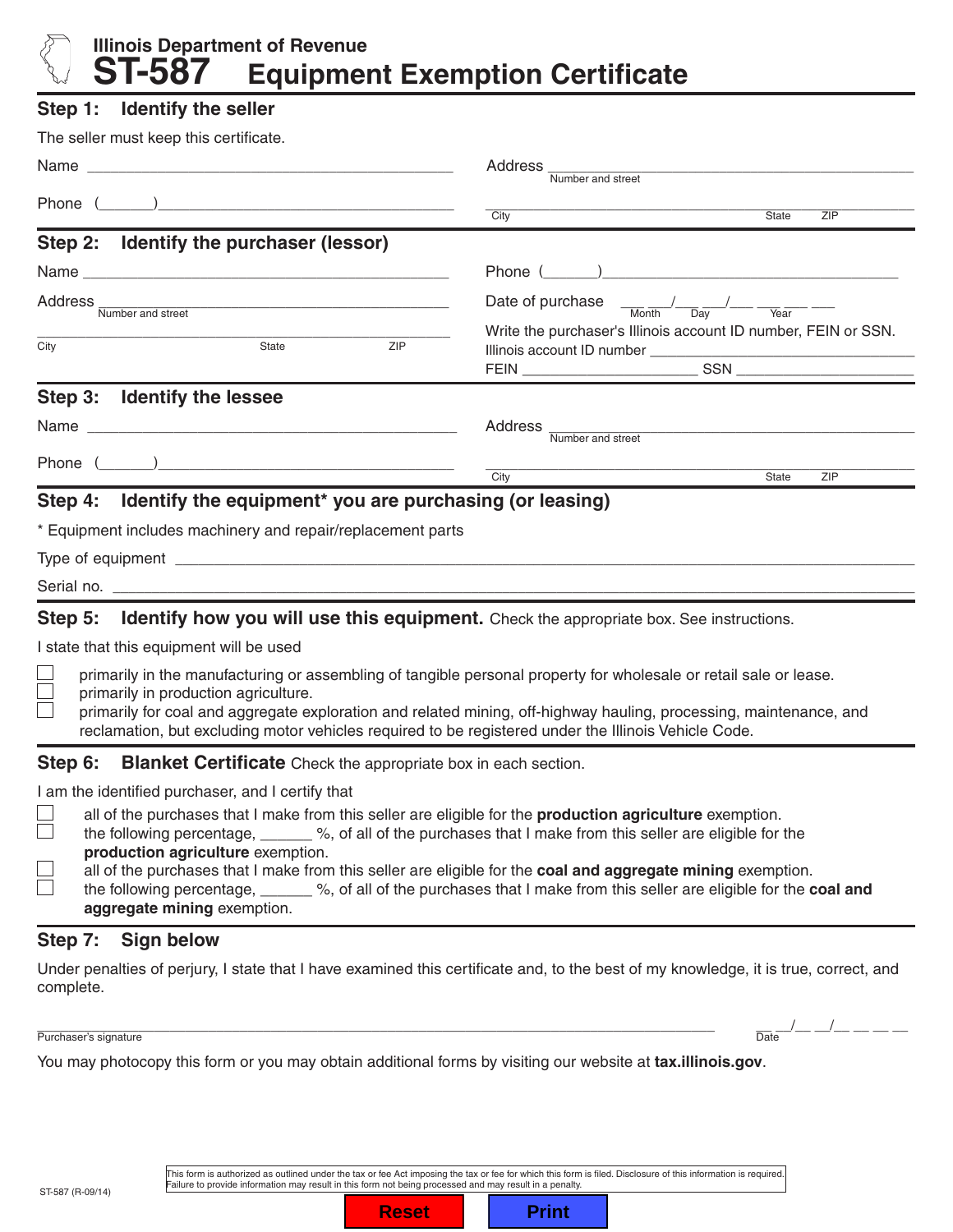Illinois Department of Revenue

# ST-587 Equipment Exemption Certificate

## Step 1: Identify the seller

The seller must keep this certificate.

Name ____________________________________________

Phone (______)____________________________________

Address ____________________________________________
Number and street

____________________________________________
City State ZIP

## Step 2: Identify the purchaser (lessor)

Name ____________________________________________

Address ____________________________________________
Number and street

____________________________________________
City State ZIP

Phone (______)____________________________________

Date of purchase ___ ___/___ ___/___ ___ ___ ___
Month Day Year

Write the purchaser's Illinois account ID number, FEIN or SSN.

Illinois account ID number ______________________________

FEIN ____________________ SSN ____________________

## Step 3: Identify the lessee

Name ____________________________________________

Phone (______)____________________________________

Address ____________________________________________
Number and street

____________________________________________
City State ZIP

## Step 4: Identify the equipment* you are purchasing (or leasing)

* Equipment includes machinery and repair/replacement parts

Type of equipment ____________________________________________

Serial no. ____________________________________________

## Step 5: Identify how you will use this equipment. Check the appropriate box. See instructions.

I state that this equipment will be used

- ☐ primarily in the manufacturing or assembling of tangible personal property for wholesale or retail sale or lease.
- ☐ primarily in production agriculture.
- ☐ primarily for coal and aggregate exploration and related mining, off-highway hauling, processing, maintenance, and reclamation, but excluding motor vehicles required to be registered under the Illinois Vehicle Code.

## Step 6: Blanket Certificate Check the appropriate box in each section.

I am the identified purchaser, and I certify that

- ☐ all of the purchases that I make from this seller are eligible for the **production agriculture** exemption.
- ☐ the following percentage, ______ %, of all of the purchases that I make from this seller are eligible for the **production agriculture** exemption.
- ☐ all of the purchases that I make from this seller are eligible for the **coal and aggregate mining** exemption.
- ☐ the following percentage, ______ %, of all of the purchases that I make from this seller are eligible for the **coal and aggregate mining** exemption.

## Step 7: Sign below

Under penalties of perjury, I state that I have examined this certificate and, to the best of my knowledge, it is true, correct, and complete.

____________________________________________ __ __/__ __/__ __ __ __
Purchaser's signature Date

You may photocopy this form or you may obtain additional forms by visiting our website at **tax.illinois.gov**.

This form is authorized as outlined under the tax or fee Act imposing the tax or fee for which this form is filed. Disclosure of this information is required. Failure to provide information may result in this form not being processed and may result in a penalty.

ST-587 (R-09/14)

Reset Print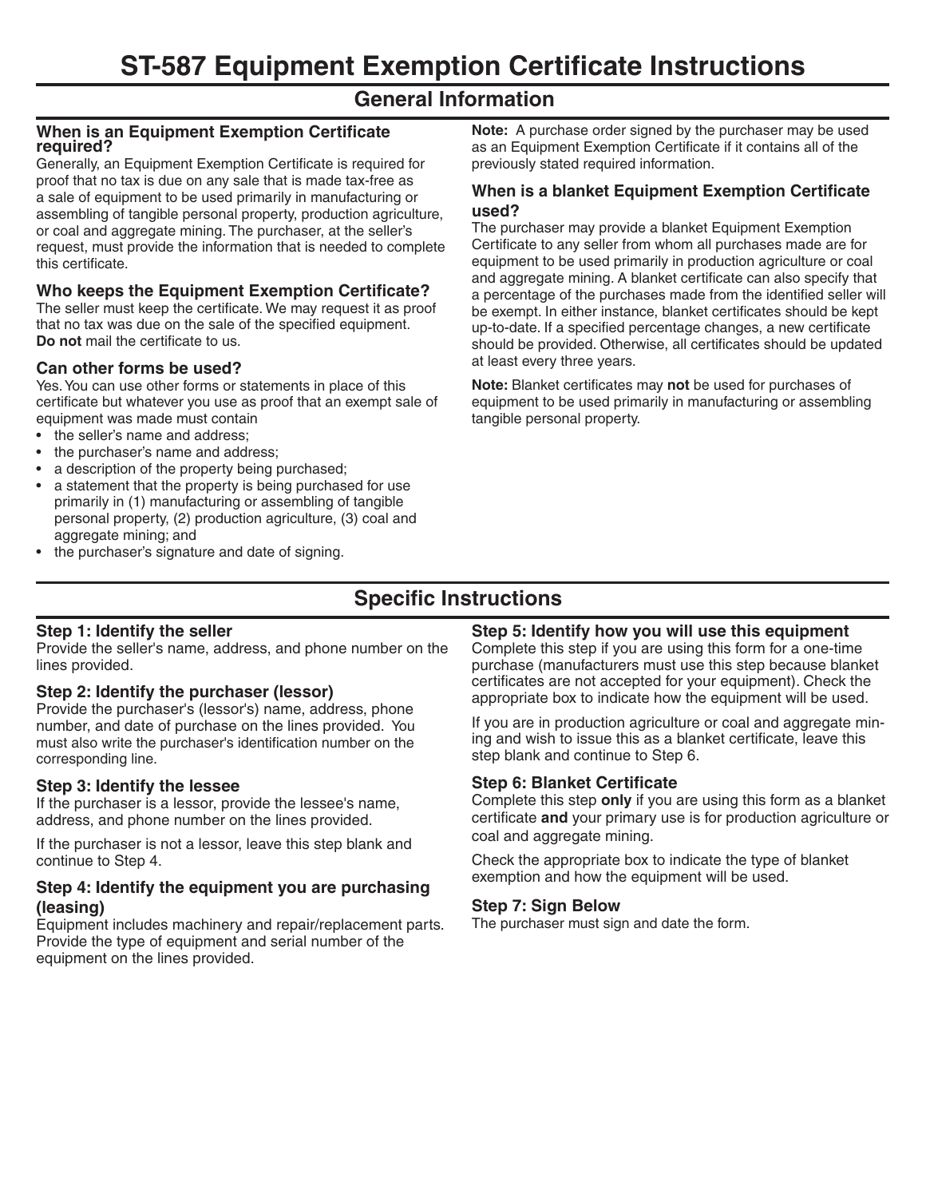# ST-587 Equipment Exemption Certificate Instructions

## General Information

### When is an Equipment Exemption Certificate required?

Generally, an Equipment Exemption Certificate is required for proof that no tax is due on any sale that is made tax-free as a sale of equipment to be used primarily in manufacturing or assembling of tangible personal property, production agriculture, or coal and aggregate mining. The purchaser, at the seller's request, must provide the information that is needed to complete this certificate.

### Who keeps the Equipment Exemption Certificate?

The seller must keep the certificate. We may request it as proof that no tax was due on the sale of the specified equipment. **Do not** mail the certificate to us.

### Can other forms be used?

Yes. You can use other forms or statements in place of this certificate but whatever you use as proof that an exempt sale of equipment was made must contain

- the seller's name and address;
- the purchaser's name and address;
- a description of the property being purchased;
- a statement that the property is being purchased for use primarily in (1) manufacturing or assembling of tangible personal property, (2) production agriculture, (3) coal and aggregate mining; and
- the purchaser's signature and date of signing.

**Note:** A purchase order signed by the purchaser may be used as an Equipment Exemption Certificate if it contains all of the previously stated required information.

### When is a blanket Equipment Exemption Certificate used?

The purchaser may provide a blanket Equipment Exemption Certificate to any seller from whom all purchases made are for equipment to be used primarily in production agriculture or coal and aggregate mining. A blanket certificate can also specify that a percentage of the purchases made from the identified seller will be exempt. In either instance, blanket certificates should be kept up-to-date. If a specified percentage changes, a new certificate should be provided. Otherwise, all certificates should be updated at least every three years.

**Note:** Blanket certificates may **not** be used for purchases of equipment to be used primarily in manufacturing or assembling tangible personal property.

## Specific Instructions

### Step 1: Identify the seller

Provide the seller's name, address, and phone number on the lines provided.

### Step 2: Identify the purchaser (lessor)

Provide the purchaser's (lessor's) name, address, phone number, and date of purchase on the lines provided. You must also write the purchaser's identification number on the corresponding line.

### Step 3: Identify the lessee

If the purchaser is a lessor, provide the lessee's name, address, and phone number on the lines provided.

If the purchaser is not a lessor, leave this step blank and continue to Step 4.

### Step 4: Identify the equipment you are purchasing (leasing)

Equipment includes machinery and repair/replacement parts. Provide the type of equipment and serial number of the equipment on the lines provided.

### Step 5: Identify how you will use this equipment

Complete this step if you are using this form for a one-time purchase (manufacturers must use this step because blanket certificates are not accepted for your equipment). Check the appropriate box to indicate how the equipment will be used.

If you are in production agriculture or coal and aggregate mining and wish to issue this as a blanket certificate, leave this step blank and continue to Step 6.

### Step 6: Blanket Certificate

Complete this step **only** if you are using this form as a blanket certificate **and** your primary use is for production agriculture or coal and aggregate mining.

Check the appropriate box to indicate the type of blanket exemption and how the equipment will be used.

### Step 7: Sign Below

The purchaser must sign and date the form.